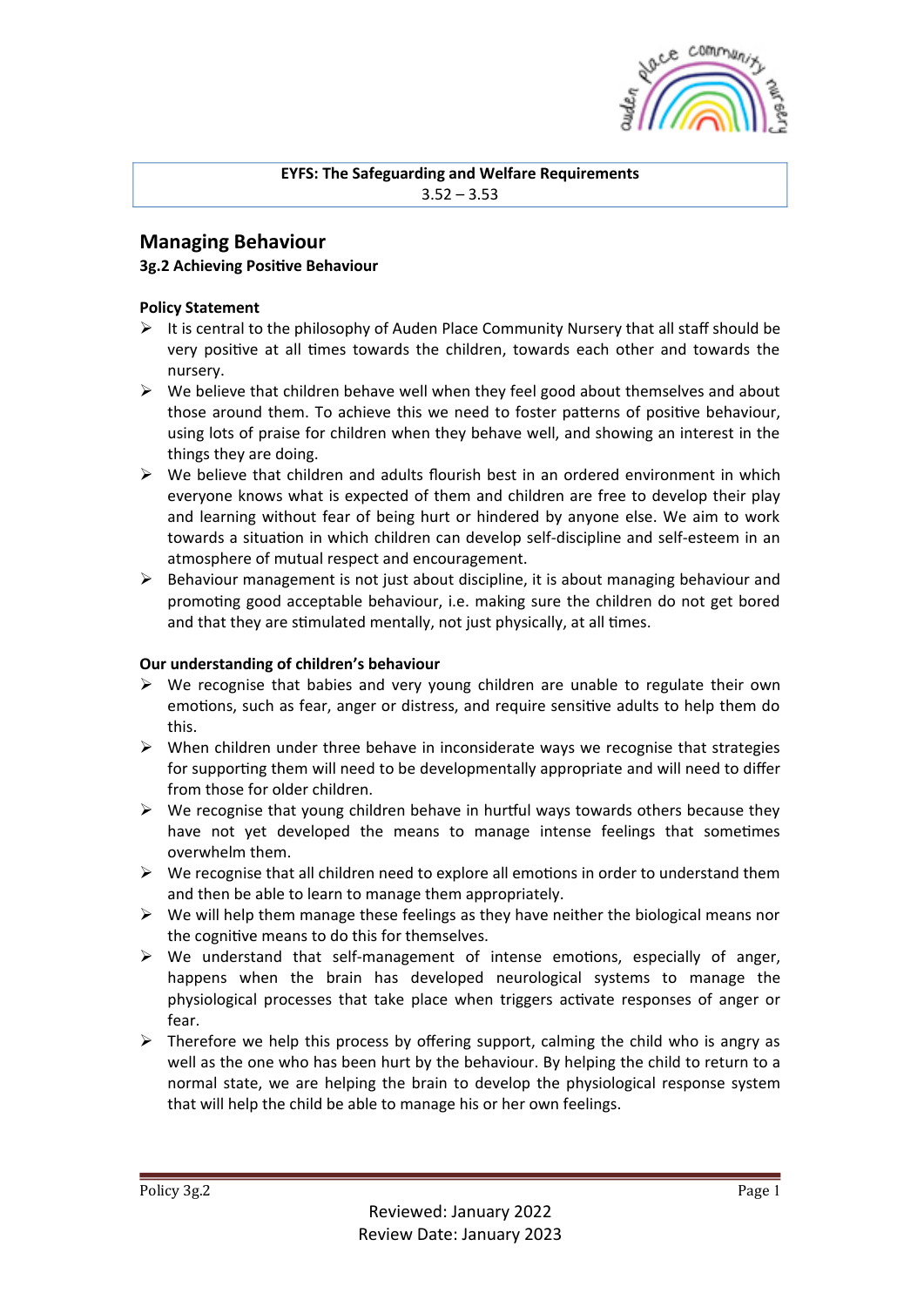**EYFS: The Safeguarding and Welfare Requirements**
3.52 – 3.53

## Managing Behaviour

### 3g.2 Achieving Positive Behaviour

**Policy Statement**

- It is central to the philosophy of Auden Place Community Nursery that all staff should be very positive at all times towards the children, towards each other and towards the nursery.
- We believe that children behave well when they feel good about themselves and about those around them. To achieve this we need to foster patterns of positive behaviour, using lots of praise for children when they behave well, and showing an interest in the things they are doing.
- We believe that children and adults flourish best in an ordered environment in which everyone knows what is expected of them and children are free to develop their play and learning without fear of being hurt or hindered by anyone else. We aim to work towards a situation in which children can develop self-discipline and self-esteem in an atmosphere of mutual respect and encouragement.
- Behaviour management is not just about discipline, it is about managing behaviour and promoting good acceptable behaviour, i.e. making sure the children do not get bored and that they are stimulated mentally, not just physically, at all times.

**Our understanding of children's behaviour**

- We recognise that babies and very young children are unable to regulate their own emotions, such as fear, anger or distress, and require sensitive adults to help them do this.
- When children under three behave in inconsiderate ways we recognise that strategies for supporting them will need to be developmentally appropriate and will need to differ from those for older children.
- We recognise that young children behave in hurtful ways towards others because they have not yet developed the means to manage intense feelings that sometimes overwhelm them.
- We recognise that all children need to explore all emotions in order to understand them and then be able to learn to manage them appropriately.
- We will help them manage these feelings as they have neither the biological means nor the cognitive means to do this for themselves.
- We understand that self-management of intense emotions, especially of anger, happens when the brain has developed neurological systems to manage the physiological processes that take place when triggers activate responses of anger or fear.
- Therefore we help this process by offering support, calming the child who is angry as well as the one who has been hurt by the behaviour. By helping the child to return to a normal state, we are helping the brain to develop the physiological response system that will help the child be able to manage his or her own feelings.

Reviewed: January 2022
Review Date: January 2023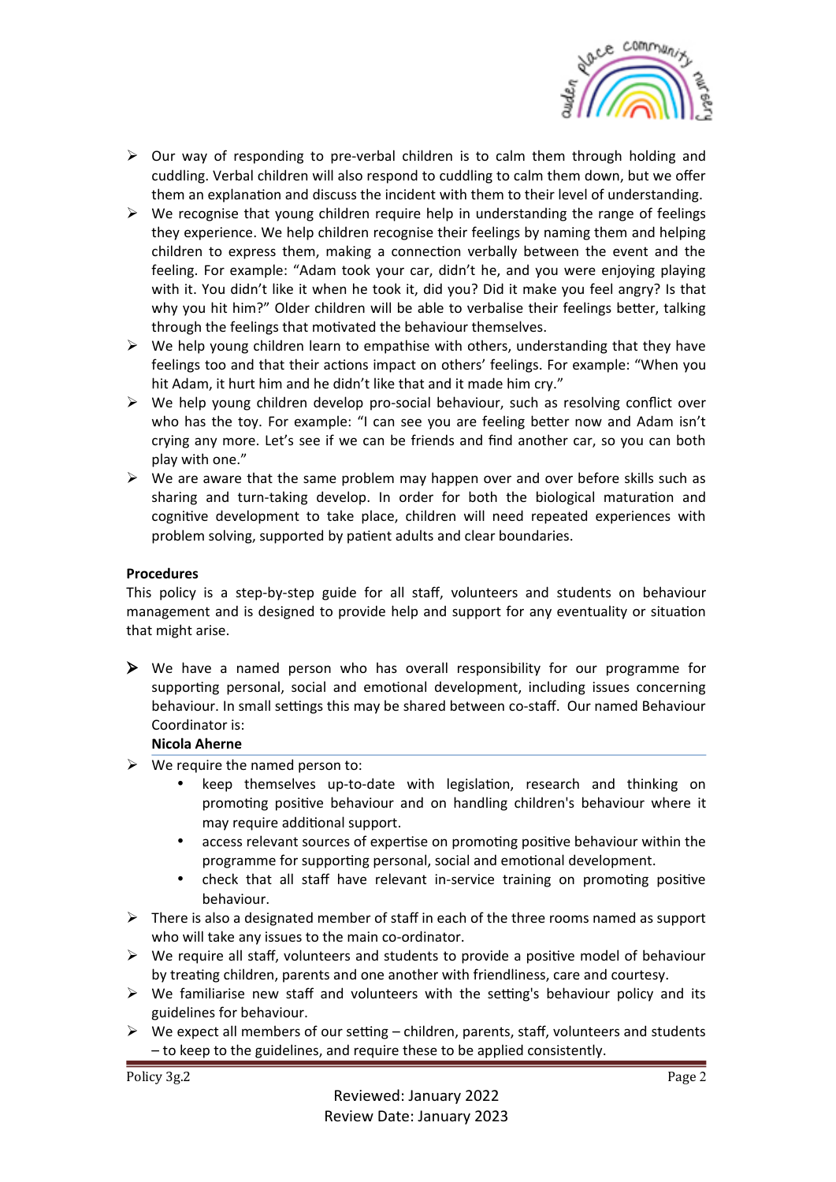- Our way of responding to pre-verbal children is to calm them through holding and cuddling. Verbal children will also respond to cuddling to calm them down, but we offer them an explanation and discuss the incident with them to their level of understanding.
- We recognise that young children require help in understanding the range of feelings they experience. We help children recognise their feelings by naming them and helping children to express them, making a connection verbally between the event and the feeling. For example: "Adam took your car, didn't he, and you were enjoying playing with it. You didn't like it when he took it, did you? Did it make you feel angry? Is that why you hit him?" Older children will be able to verbalise their feelings better, talking through the feelings that motivated the behaviour themselves.
- We help young children learn to empathise with others, understanding that they have feelings too and that their actions impact on others' feelings. For example: "When you hit Adam, it hurt him and he didn't like that and it made him cry."
- We help young children develop pro-social behaviour, such as resolving conflict over who has the toy. For example: "I can see you are feeling better now and Adam isn't crying any more. Let's see if we can be friends and find another car, so you can both play with one."
- We are aware that the same problem may happen over and over before skills such as sharing and turn-taking develop. In order for both the biological maturation and cognitive development to take place, children will need repeated experiences with problem solving, supported by patient adults and clear boundaries.

**Procedures**

This policy is a step-by-step guide for all staff, volunteers and students on behaviour management and is designed to provide help and support for any eventuality or situation that might arise.

- We have a named person who has overall responsibility for our programme for supporting personal, social and emotional development, including issues concerning behaviour. In small settings this may be shared between co-staff. Our named Behaviour Coordinator is:
  **Nicola Aherne**
- We require the named person to:
  - keep themselves up-to-date with legislation, research and thinking on promoting positive behaviour and on handling children's behaviour where it may require additional support.
  - access relevant sources of expertise on promoting positive behaviour within the programme for supporting personal, social and emotional development.
  - check that all staff have relevant in-service training on promoting positive behaviour.
- There is also a designated member of staff in each of the three rooms named as support who will take any issues to the main co-ordinator.
- We require all staff, volunteers and students to provide a positive model of behaviour by treating children, parents and one another with friendliness, care and courtesy.
- We familiarise new staff and volunteers with the setting's behaviour policy and its guidelines for behaviour.
- We expect all members of our setting – children, parents, staff, volunteers and students – to keep to the guidelines, and require these to be applied consistently.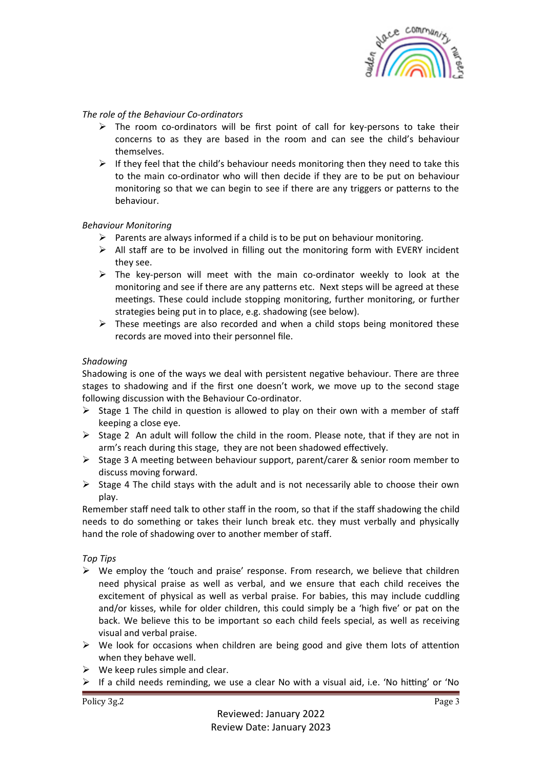*The role of the Behaviour Co-ordinators*

- The room co-ordinators will be first point of call for key-persons to take their concerns to as they are based in the room and can see the child's behaviour themselves.
- If they feel that the child's behaviour needs monitoring then they need to take this to the main co-ordinator who will then decide if they are to be put on behaviour monitoring so that we can begin to see if there are any triggers or patterns to the behaviour.

*Behaviour Monitoring*

- Parents are always informed if a child is to be put on behaviour monitoring.
- All staff are to be involved in filling out the monitoring form with EVERY incident they see.
- The key-person will meet with the main co-ordinator weekly to look at the monitoring and see if there are any patterns etc. Next steps will be agreed at these meetings. These could include stopping monitoring, further monitoring, or further strategies being put in to place, e.g. shadowing (see below).
- These meetings are also recorded and when a child stops being monitored these records are moved into their personnel file.

*Shadowing*

Shadowing is one of the ways we deal with persistent negative behaviour. There are three stages to shadowing and if the first one doesn't work, we move up to the second stage following discussion with the Behaviour Co-ordinator.

- Stage 1 The child in question is allowed to play on their own with a member of staff keeping a close eye.
- Stage 2 An adult will follow the child in the room. Please note, that if they are not in arm's reach during this stage, they are not been shadowed effectively.
- Stage 3 A meeting between behaviour support, parent/carer & senior room member to discuss moving forward.
- Stage 4 The child stays with the adult and is not necessarily able to choose their own play.

Remember staff need talk to other staff in the room, so that if the staff shadowing the child needs to do something or takes their lunch break etc. they must verbally and physically hand the role of shadowing over to another member of staff.

*Top Tips*

- We employ the 'touch and praise' response. From research, we believe that children need physical praise as well as verbal, and we ensure that each child receives the excitement of physical as well as verbal praise. For babies, this may include cuddling and/or kisses, while for older children, this could simply be a 'high five' or pat on the back. We believe this to be important so each child feels special, as well as receiving visual and verbal praise.
- We look for occasions when children are being good and give them lots of attention when they behave well.
- We keep rules simple and clear.
- If a child needs reminding, we use a clear No with a visual aid, i.e. 'No hitting' or 'No

Reviewed: January 2022
Review Date: January 2023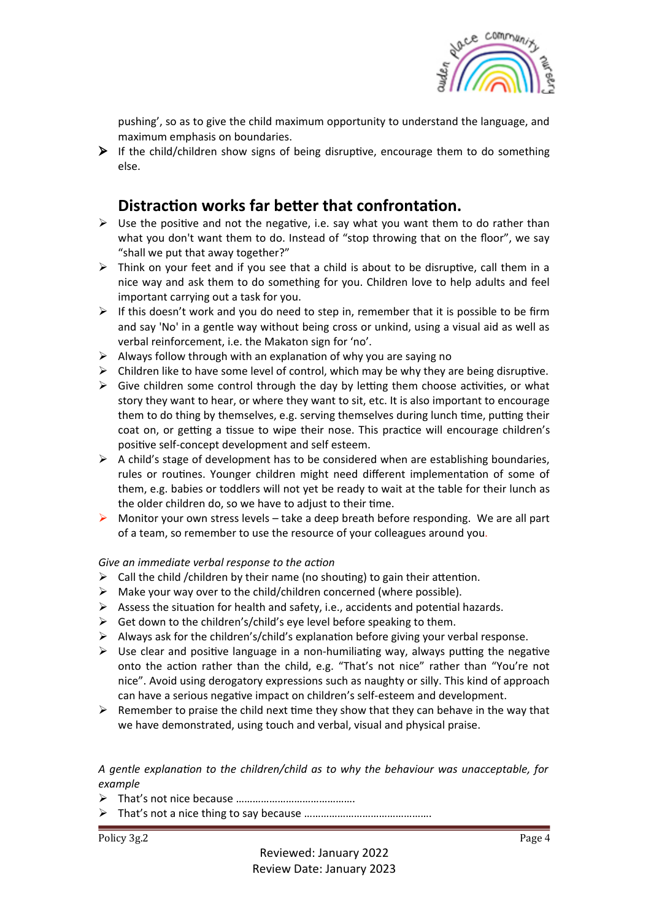pushing', so as to give the child maximum opportunity to understand the language, and maximum emphasis on boundaries.

- If the child/children show signs of being disruptive, encourage them to do something else.

## Distraction works far better that confrontation.

- Use the positive and not the negative, i.e. say what you want them to do rather than what you don't want them to do. Instead of "stop throwing that on the floor", we say "shall we put that away together?"
- Think on your feet and if you see that a child is about to be disruptive, call them in a nice way and ask them to do something for you. Children love to help adults and feel important carrying out a task for you.
- If this doesn't work and you do need to step in, remember that it is possible to be firm and say 'No' in a gentle way without being cross or unkind, using a visual aid as well as verbal reinforcement, i.e. the Makaton sign for 'no'.
- Always follow through with an explanation of why you are saying no
- Children like to have some level of control, which may be why they are being disruptive.
- Give children some control through the day by letting them choose activities, or what story they want to hear, or where they want to sit, etc. It is also important to encourage them to do thing by themselves, e.g. serving themselves during lunch time, putting their coat on, or getting a tissue to wipe their nose. This practice will encourage children's positive self-concept development and self esteem.
- A child's stage of development has to be considered when are establishing boundaries, rules or routines. Younger children might need different implementation of some of them, e.g. babies or toddlers will not yet be ready to wait at the table for their lunch as the older children do, so we have to adjust to their time.
- Monitor your own stress levels – take a deep breath before responding. We are all part of a team, so remember to use the resource of your colleagues around you.

*Give an immediate verbal response to the action*

- Call the child /children by their name (no shouting) to gain their attention.
- Make your way over to the child/children concerned (where possible).
- Assess the situation for health and safety, i.e., accidents and potential hazards.
- Get down to the children's/child's eye level before speaking to them.
- Always ask for the children's/child's explanation before giving your verbal response.
- Use clear and positive language in a non-humiliating way, always putting the negative onto the action rather than the child, e.g. "That's not nice" rather than "You're not nice". Avoid using derogatory expressions such as naughty or silly. This kind of approach can have a serious negative impact on children's self-esteem and development.
- Remember to praise the child next time they show that they can behave in the way that we have demonstrated, using touch and verbal, visual and physical praise.

*A gentle explanation to the children/child as to why the behaviour was unacceptable, for example*

- That's not nice because …………………………………….
- That's not a nice thing to say because ……………………………………….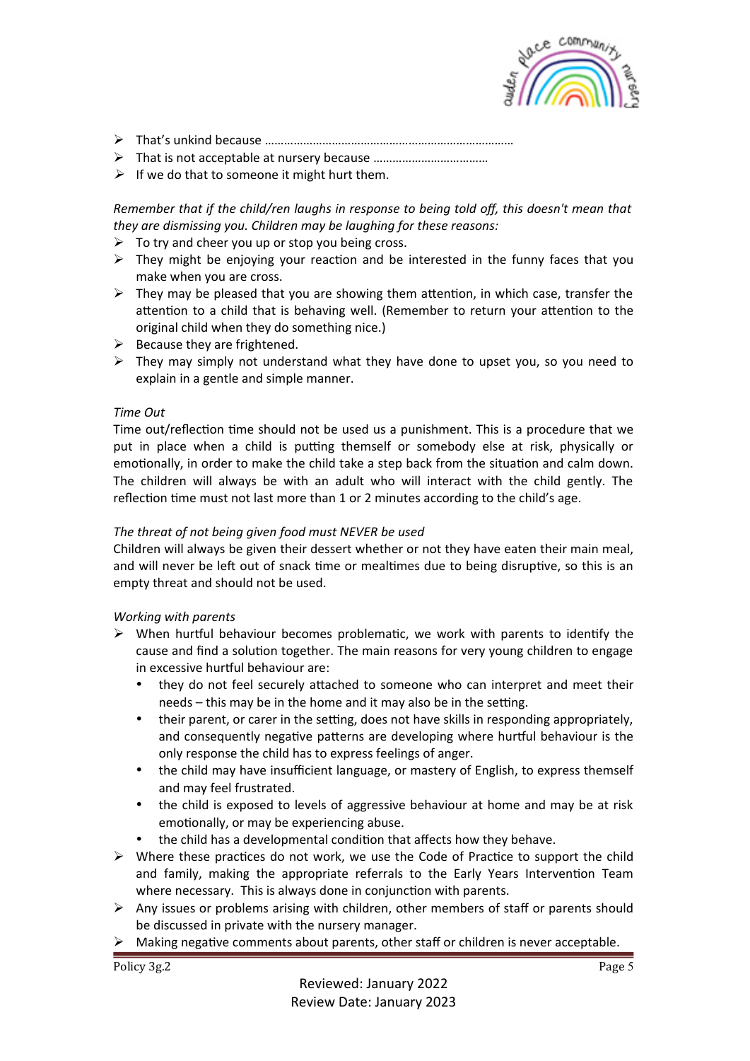- That's unkind because …………………………………………………………………
- That is not acceptable at nursery because ………………………………
- If we do that to someone it might hurt them.

*Remember that if the child/ren laughs in response to being told off, this doesn't mean that they are dismissing you. Children may be laughing for these reasons:*

- To try and cheer you up or stop you being cross.
- They might be enjoying your reaction and be interested in the funny faces that you make when you are cross.
- They may be pleased that you are showing them attention, in which case, transfer the attention to a child that is behaving well. (Remember to return your attention to the original child when they do something nice.)
- Because they are frightened.
- They may simply not understand what they have done to upset you, so you need to explain in a gentle and simple manner.

*Time Out*

Time out/reflection time should not be used us a punishment. This is a procedure that we put in place when a child is putting themself or somebody else at risk, physically or emotionally, in order to make the child take a step back from the situation and calm down. The children will always be with an adult who will interact with the child gently. The reflection time must not last more than 1 or 2 minutes according to the child's age.

*The threat of not being given food must NEVER be used*

Children will always be given their dessert whether or not they have eaten their main meal, and will never be left out of snack time or mealtimes due to being disruptive, so this is an empty threat and should not be used.

*Working with parents*

- When hurtful behaviour becomes problematic, we work with parents to identify the cause and find a solution together. The main reasons for very young children to engage in excessive hurtful behaviour are:
  - they do not feel securely attached to someone who can interpret and meet their needs – this may be in the home and it may also be in the setting.
  - their parent, or carer in the setting, does not have skills in responding appropriately, and consequently negative patterns are developing where hurtful behaviour is the only response the child has to express feelings of anger.
  - the child may have insufficient language, or mastery of English, to express themself and may feel frustrated.
  - the child is exposed to levels of aggressive behaviour at home and may be at risk emotionally, or may be experiencing abuse.
  - the child has a developmental condition that affects how they behave.
- Where these practices do not work, we use the Code of Practice to support the child and family, making the appropriate referrals to the Early Years Intervention Team where necessary. This is always done in conjunction with parents.
- Any issues or problems arising with children, other members of staff or parents should be discussed in private with the nursery manager.
- Making negative comments about parents, other staff or children is never acceptable.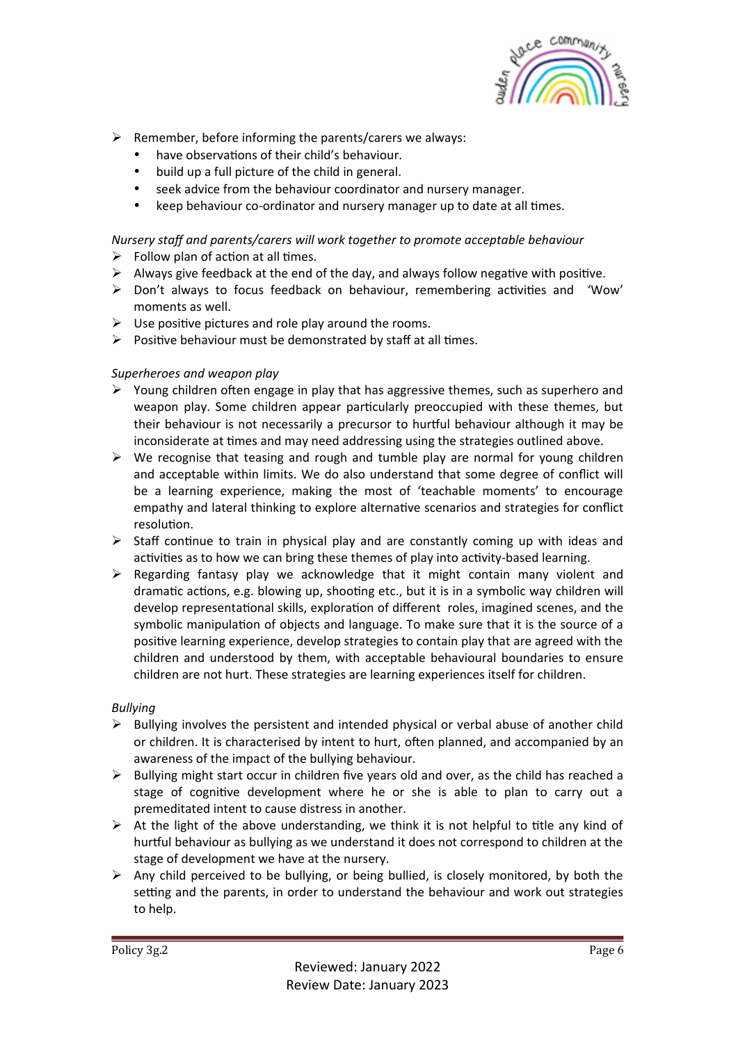- Remember, before informing the parents/carers we always:
  - have observations of their child's behaviour.
  - build up a full picture of the child in general.
  - seek advice from the behaviour coordinator and nursery manager.
  - keep behaviour co-ordinator and nursery manager up to date at all times.

*Nursery staff and parents/carers will work together to promote acceptable behaviour*

- Follow plan of action at all times.
- Always give feedback at the end of the day, and always follow negative with positive.
- Don't always to focus feedback on behaviour, remembering activities and 'Wow' moments as well.
- Use positive pictures and role play around the rooms.
- Positive behaviour must be demonstrated by staff at all times.

*Superheroes and weapon play*

- Young children often engage in play that has aggressive themes, such as superhero and weapon play. Some children appear particularly preoccupied with these themes, but their behaviour is not necessarily a precursor to hurtful behaviour although it may be inconsiderate at times and may need addressing using the strategies outlined above.
- We recognise that teasing and rough and tumble play are normal for young children and acceptable within limits. We do also understand that some degree of conflict will be a learning experience, making the most of 'teachable moments' to encourage empathy and lateral thinking to explore alternative scenarios and strategies for conflict resolution.
- Staff continue to train in physical play and are constantly coming up with ideas and activities as to how we can bring these themes of play into activity-based learning.
- Regarding fantasy play we acknowledge that it might contain many violent and dramatic actions, e.g. blowing up, shooting etc., but it is in a symbolic way children will develop representational skills, exploration of different roles, imagined scenes, and the symbolic manipulation of objects and language. To make sure that it is the source of a positive learning experience, develop strategies to contain play that are agreed with the children and understood by them, with acceptable behavioural boundaries to ensure children are not hurt. These strategies are learning experiences itself for children.

*Bullying*

- Bullying involves the persistent and intended physical or verbal abuse of another child or children. It is characterised by intent to hurt, often planned, and accompanied by an awareness of the impact of the bullying behaviour.
- Bullying might start occur in children five years old and over, as the child has reached a stage of cognitive development where he or she is able to plan to carry out a premeditated intent to cause distress in another.
- At the light of the above understanding, we think it is not helpful to title any kind of hurtful behaviour as bullying as we understand it does not correspond to children at the stage of development we have at the nursery.
- Any child perceived to be bullying, or being bullied, is closely monitored, by both the setting and the parents, in order to understand the behaviour and work out strategies to help.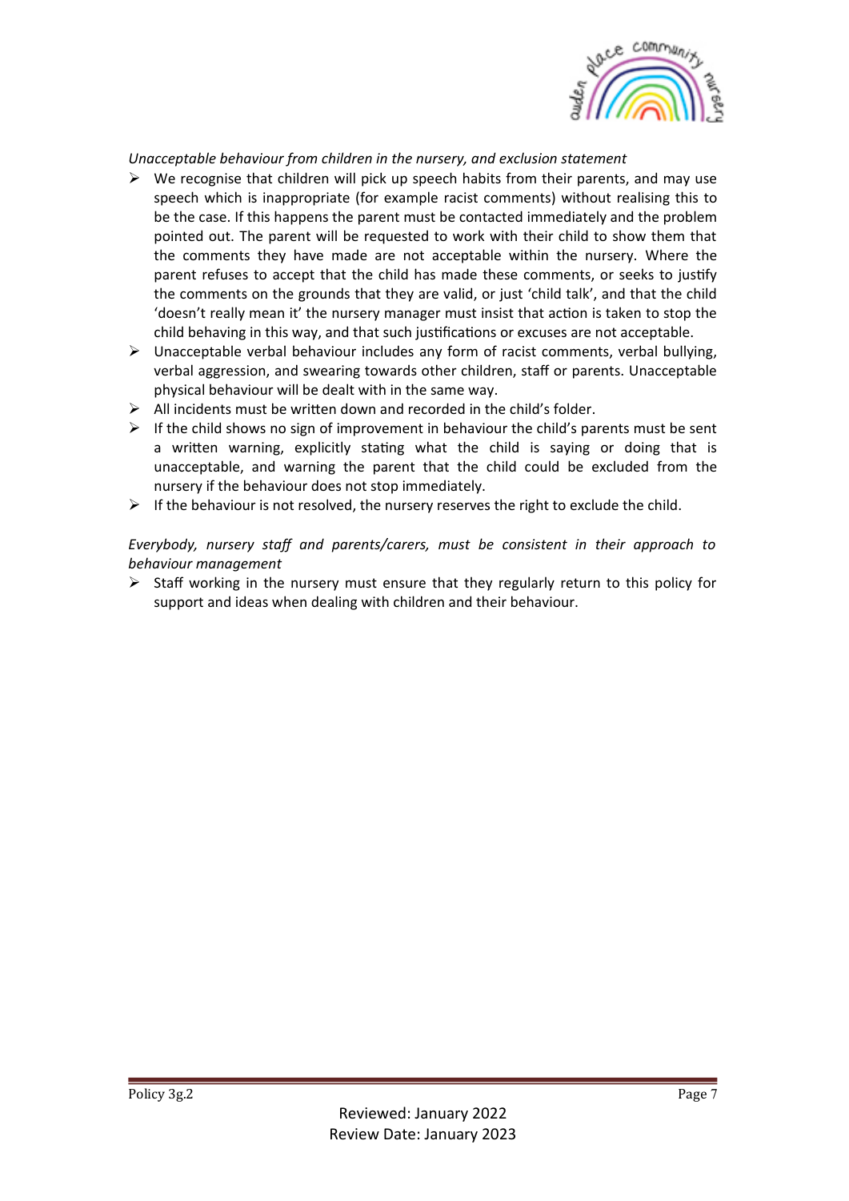*Unacceptable behaviour from children in the nursery, and exclusion statement*

- We recognise that children will pick up speech habits from their parents, and may use speech which is inappropriate (for example racist comments) without realising this to be the case. If this happens the parent must be contacted immediately and the problem pointed out. The parent will be requested to work with their child to show them that the comments they have made are not acceptable within the nursery. Where the parent refuses to accept that the child has made these comments, or seeks to justify the comments on the grounds that they are valid, or just 'child talk', and that the child 'doesn't really mean it' the nursery manager must insist that action is taken to stop the child behaving in this way, and that such justifications or excuses are not acceptable.
- Unacceptable verbal behaviour includes any form of racist comments, verbal bullying, verbal aggression, and swearing towards other children, staff or parents. Unacceptable physical behaviour will be dealt with in the same way.
- All incidents must be written down and recorded in the child's folder.
- If the child shows no sign of improvement in behaviour the child's parents must be sent a written warning, explicitly stating what the child is saying or doing that is unacceptable, and warning the parent that the child could be excluded from the nursery if the behaviour does not stop immediately.
- If the behaviour is not resolved, the nursery reserves the right to exclude the child.

*Everybody, nursery staff and parents/carers, must be consistent in their approach to behaviour management*

- Staff working in the nursery must ensure that they regularly return to this policy for support and ideas when dealing with children and their behaviour.

Reviewed: January 2022
Review Date: January 2023